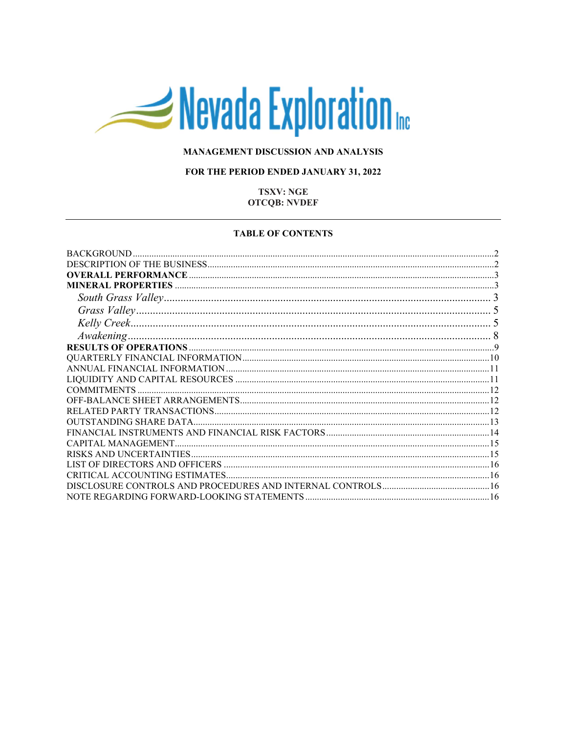Nevada Exploration Inc

**MANAGEMENT DISCUSSION AND ANALYSIS**

**FOR THE PERIOD ENDED JANUARY 31, 2022**

**TSXV: NGE**
**OTCQB: NVDEF**

---

**TABLE OF CONTENTS**

BACKGROUND ..... 2
DESCRIPTION OF THE BUSINESS ..... 2
**OVERALL PERFORMANCE** ..... 3
**MINERAL PROPERTIES** ..... 3
*South Grass Valley* ..... 3
*Grass Valley* ..... 5
*Kelly Creek* ..... 5
*Awakening* ..... 8
**RESULTS OF OPERATIONS** ..... 9
QUARTERLY FINANCIAL INFORMATION ..... 10
ANNUAL FINANCIAL INFORMATION ..... 11
LIQUIDITY AND CAPITAL RESOURCES ..... 11
COMMITMENTS ..... 12
OFF-BALANCE SHEET ARRANGEMENTS ..... 12
RELATED PARTY TRANSACTIONS ..... 12
OUTSTANDING SHARE DATA ..... 13
FINANCIAL INSTRUMENTS AND FINANCIAL RISK FACTORS ..... 14
CAPITAL MANAGEMENT ..... 15
RISKS AND UNCERTAINTIES ..... 15
LIST OF DIRECTORS AND OFFICERS ..... 16
CRITICAL ACCOUNTING ESTIMATES ..... 16
DISCLOSURE CONTROLS AND PROCEDURES AND INTERNAL CONTROLS ..... 16
NOTE REGARDING FORWARD-LOOKING STATEMENTS ..... 16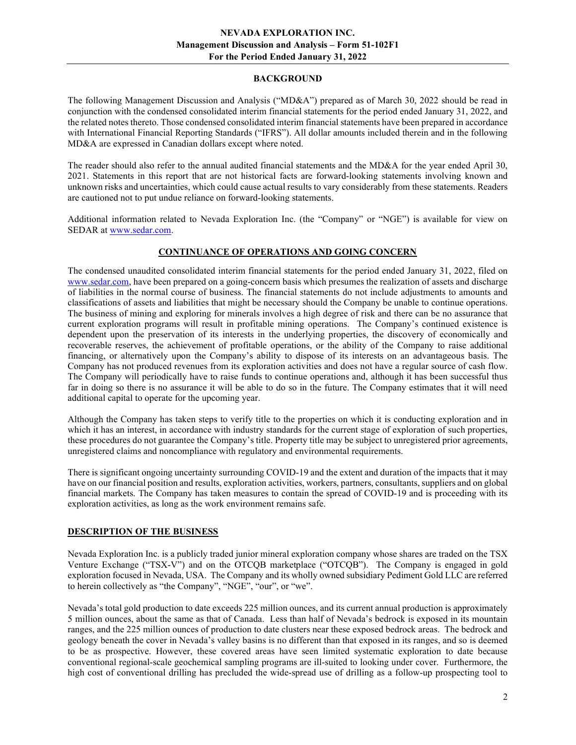## BACKGROUND

The following Management Discussion and Analysis ("MD&A") prepared as of March 30, 2022 should be read in conjunction with the condensed consolidated interim financial statements for the period ended January 31, 2022, and the related notes thereto. Those condensed consolidated interim financial statements have been prepared in accordance with International Financial Reporting Standards ("IFRS"). All dollar amounts included therein and in the following MD&A are expressed in Canadian dollars except where noted.

The reader should also refer to the annual audited financial statements and the MD&A for the year ended April 30, 2021. Statements in this report that are not historical facts are forward-looking statements involving known and unknown risks and uncertainties, which could cause actual results to vary considerably from these statements. Readers are cautioned not to put undue reliance on forward-looking statements.

Additional information related to Nevada Exploration Inc. (the "Company" or "NGE") is available for view on SEDAR at www.sedar.com.

## CONTINUANCE OF OPERATIONS AND GOING CONCERN

The condensed unaudited consolidated interim financial statements for the period ended January 31, 2022, filed on www.sedar.com, have been prepared on a going-concern basis which presumes the realization of assets and discharge of liabilities in the normal course of business. The financial statements do not include adjustments to amounts and classifications of assets and liabilities that might be necessary should the Company be unable to continue operations. The business of mining and exploring for minerals involves a high degree of risk and there can be no assurance that current exploration programs will result in profitable mining operations. The Company's continued existence is dependent upon the preservation of its interests in the underlying properties, the discovery of economically and recoverable reserves, the achievement of profitable operations, or the ability of the Company to raise additional financing, or alternatively upon the Company's ability to dispose of its interests on an advantageous basis. The Company has not produced revenues from its exploration activities and does not have a regular source of cash flow. The Company will periodically have to raise funds to continue operations and, although it has been successful thus far in doing so there is no assurance it will be able to do so in the future. The Company estimates that it will need additional capital to operate for the upcoming year.

Although the Company has taken steps to verify title to the properties on which it is conducting exploration and in which it has an interest, in accordance with industry standards for the current stage of exploration of such properties, these procedures do not guarantee the Company's title. Property title may be subject to unregistered prior agreements, unregistered claims and noncompliance with regulatory and environmental requirements.

There is significant ongoing uncertainty surrounding COVID-19 and the extent and duration of the impacts that it may have on our financial position and results, exploration activities, workers, partners, consultants, suppliers and on global financial markets. The Company has taken measures to contain the spread of COVID-19 and is proceeding with its exploration activities, as long as the work environment remains safe.

## DESCRIPTION OF THE BUSINESS

Nevada Exploration Inc. is a publicly traded junior mineral exploration company whose shares are traded on the TSX Venture Exchange ("TSX-V") and on the OTCQB marketplace ("OTCQB"). The Company is engaged in gold exploration focused in Nevada, USA. The Company and its wholly owned subsidiary Pediment Gold LLC are referred to herein collectively as "the Company", "NGE", "our", or "we".

Nevada's total gold production to date exceeds 225 million ounces, and its current annual production is approximately 5 million ounces, about the same as that of Canada. Less than half of Nevada's bedrock is exposed in its mountain ranges, and the 225 million ounces of production to date clusters near these exposed bedrock areas. The bedrock and geology beneath the cover in Nevada's valley basins is no different than that exposed in its ranges, and so is deemed to be as prospective. However, these covered areas have seen limited systematic exploration to date because conventional regional-scale geochemical sampling programs are ill-suited to looking under cover. Furthermore, the high cost of conventional drilling has precluded the wide-spread use of drilling as a follow-up prospecting tool to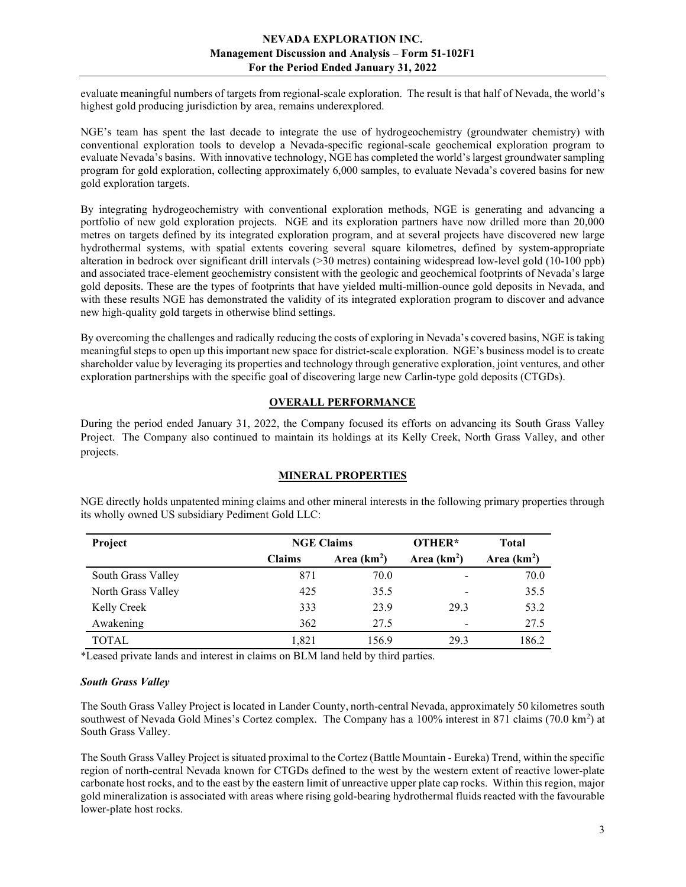evaluate meaningful numbers of targets from regional-scale exploration. The result is that half of Nevada, the world's highest gold producing jurisdiction by area, remains underexplored.

NGE's team has spent the last decade to integrate the use of hydrogeochemistry (groundwater chemistry) with conventional exploration tools to develop a Nevada-specific regional-scale geochemical exploration program to evaluate Nevada's basins. With innovative technology, NGE has completed the world's largest groundwater sampling program for gold exploration, collecting approximately 6,000 samples, to evaluate Nevada's covered basins for new gold exploration targets.

By integrating hydrogeochemistry with conventional exploration methods, NGE is generating and advancing a portfolio of new gold exploration projects. NGE and its exploration partners have now drilled more than 20,000 metres on targets defined by its integrated exploration program, and at several projects have discovered new large hydrothermal systems, with spatial extents covering several square kilometres, defined by system-appropriate alteration in bedrock over significant drill intervals (>30 metres) containing widespread low-level gold (10-100 ppb) and associated trace-element geochemistry consistent with the geologic and geochemical footprints of Nevada's large gold deposits. These are the types of footprints that have yielded multi-million-ounce gold deposits in Nevada, and with these results NGE has demonstrated the validity of its integrated exploration program to discover and advance new high-quality gold targets in otherwise blind settings.

By overcoming the challenges and radically reducing the costs of exploring in Nevada's covered basins, NGE is taking meaningful steps to open up this important new space for district-scale exploration. NGE's business model is to create shareholder value by leveraging its properties and technology through generative exploration, joint ventures, and other exploration partnerships with the specific goal of discovering large new Carlin-type gold deposits (CTGDs).

## OVERALL PERFORMANCE

During the period ended January 31, 2022, the Company focused its efforts on advancing its South Grass Valley Project. The Company also continued to maintain its holdings at its Kelly Creek, North Grass Valley, and other projects.

## MINERAL PROPERTIES

NGE directly holds unpatented mining claims and other mineral interests in the following primary properties through its wholly owned US subsidiary Pediment Gold LLC:

| Project | NGE Claims | | OTHER* | Total |
|---|---|---|---|---|
| | Claims | Area ($km^2$) | Area ($km^2$) | Area ($km^2$) |
| South Grass Valley | 871 | 70.0 | - | 70.0 |
| North Grass Valley | 425 | 35.5 | - | 35.5 |
| Kelly Creek | 333 | 23.9 | 29.3 | 53.2 |
| Awakening | 362 | 27.5 | - | 27.5 |
| TOTAL | 1,821 | 156.9 | 29.3 | 186.2 |

*Leased private lands and interest in claims on BLM land held by third parties.

### *South Grass Valley*

The South Grass Valley Project is located in Lander County, north-central Nevada, approximately 50 kilometres south southwest of Nevada Gold Mines's Cortez complex. The Company has a 100% interest in 871 claims (70.0 $km^2$) at South Grass Valley.

The South Grass Valley Project is situated proximal to the Cortez (Battle Mountain - Eureka) Trend, within the specific region of north-central Nevada known for CTGDs defined to the west by the western extent of reactive lower-plate carbonate host rocks, and to the east by the eastern limit of unreactive upper plate cap rocks. Within this region, major gold mineralization is associated with areas where rising gold-bearing hydrothermal fluids reacted with the favourable lower-plate host rocks.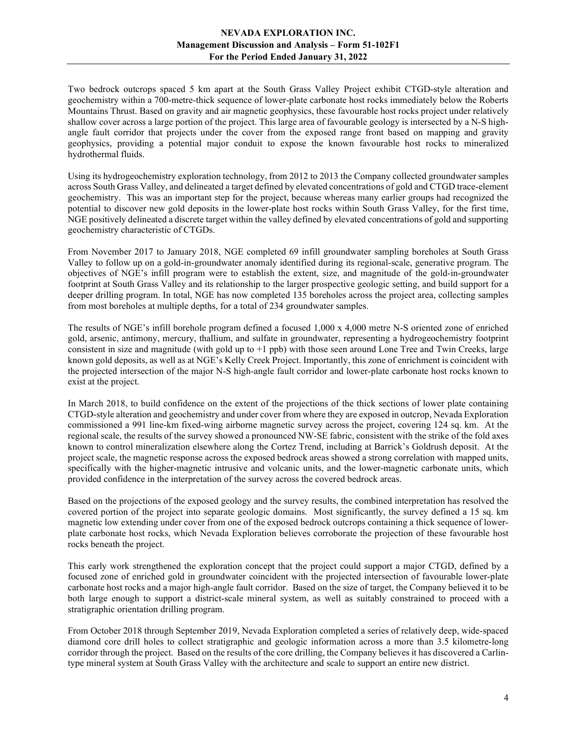Two bedrock outcrops spaced 5 km apart at the South Grass Valley Project exhibit CTGD-style alteration and geochemistry within a 700-metre-thick sequence of lower-plate carbonate host rocks immediately below the Roberts Mountains Thrust. Based on gravity and air magnetic geophysics, these favourable host rocks project under relatively shallow cover across a large portion of the project. This large area of favourable geology is intersected by a N-S high-angle fault corridor that projects under the cover from the exposed range front based on mapping and gravity geophysics, providing a potential major conduit to expose the known favourable host rocks to mineralized hydrothermal fluids.

Using its hydrogeochemistry exploration technology, from 2012 to 2013 the Company collected groundwater samples across South Grass Valley, and delineated a target defined by elevated concentrations of gold and CTGD trace-element geochemistry. This was an important step for the project, because whereas many earlier groups had recognized the potential to discover new gold deposits in the lower-plate host rocks within South Grass Valley, for the first time, NGE positively delineated a discrete target within the valley defined by elevated concentrations of gold and supporting geochemistry characteristic of CTGDs.

From November 2017 to January 2018, NGE completed 69 infill groundwater sampling boreholes at South Grass Valley to follow up on a gold-in-groundwater anomaly identified during its regional-scale, generative program. The objectives of NGE's infill program were to establish the extent, size, and magnitude of the gold-in-groundwater footprint at South Grass Valley and its relationship to the larger prospective geologic setting, and build support for a deeper drilling program. In total, NGE has now completed 135 boreholes across the project area, collecting samples from most boreholes at multiple depths, for a total of 234 groundwater samples.

The results of NGE's infill borehole program defined a focused 1,000 x 4,000 metre N-S oriented zone of enriched gold, arsenic, antimony, mercury, thallium, and sulfate in groundwater, representing a hydrogeochemistry footprint consistent in size and magnitude (with gold up to +1 ppb) with those seen around Lone Tree and Twin Creeks, large known gold deposits, as well as at NGE's Kelly Creek Project. Importantly, this zone of enrichment is coincident with the projected intersection of the major N-S high-angle fault corridor and lower-plate carbonate host rocks known to exist at the project.

In March 2018, to build confidence on the extent of the projections of the thick sections of lower plate containing CTGD-style alteration and geochemistry and under cover from where they are exposed in outcrop, Nevada Exploration commissioned a 991 line-km fixed-wing airborne magnetic survey across the project, covering 124 sq. km. At the regional scale, the results of the survey showed a pronounced NW-SE fabric, consistent with the strike of the fold axes known to control mineralization elsewhere along the Cortez Trend, including at Barrick's Goldrush deposit. At the project scale, the magnetic response across the exposed bedrock areas showed a strong correlation with mapped units, specifically with the higher-magnetic intrusive and volcanic units, and the lower-magnetic carbonate units, which provided confidence in the interpretation of the survey across the covered bedrock areas.

Based on the projections of the exposed geology and the survey results, the combined interpretation has resolved the covered portion of the project into separate geologic domains. Most significantly, the survey defined a 15 sq. km magnetic low extending under cover from one of the exposed bedrock outcrops containing a thick sequence of lower-plate carbonate host rocks, which Nevada Exploration believes corroborate the projection of these favourable host rocks beneath the project.

This early work strengthened the exploration concept that the project could support a major CTGD, defined by a focused zone of enriched gold in groundwater coincident with the projected intersection of favourable lower-plate carbonate host rocks and a major high-angle fault corridor. Based on the size of target, the Company believed it to be both large enough to support a district-scale mineral system, as well as suitably constrained to proceed with a stratigraphic orientation drilling program.

From October 2018 through September 2019, Nevada Exploration completed a series of relatively deep, wide-spaced diamond core drill holes to collect stratigraphic and geologic information across a more than 3.5 kilometre-long corridor through the project. Based on the results of the core drilling, the Company believes it has discovered a Carlin-type mineral system at South Grass Valley with the architecture and scale to support an entire new district.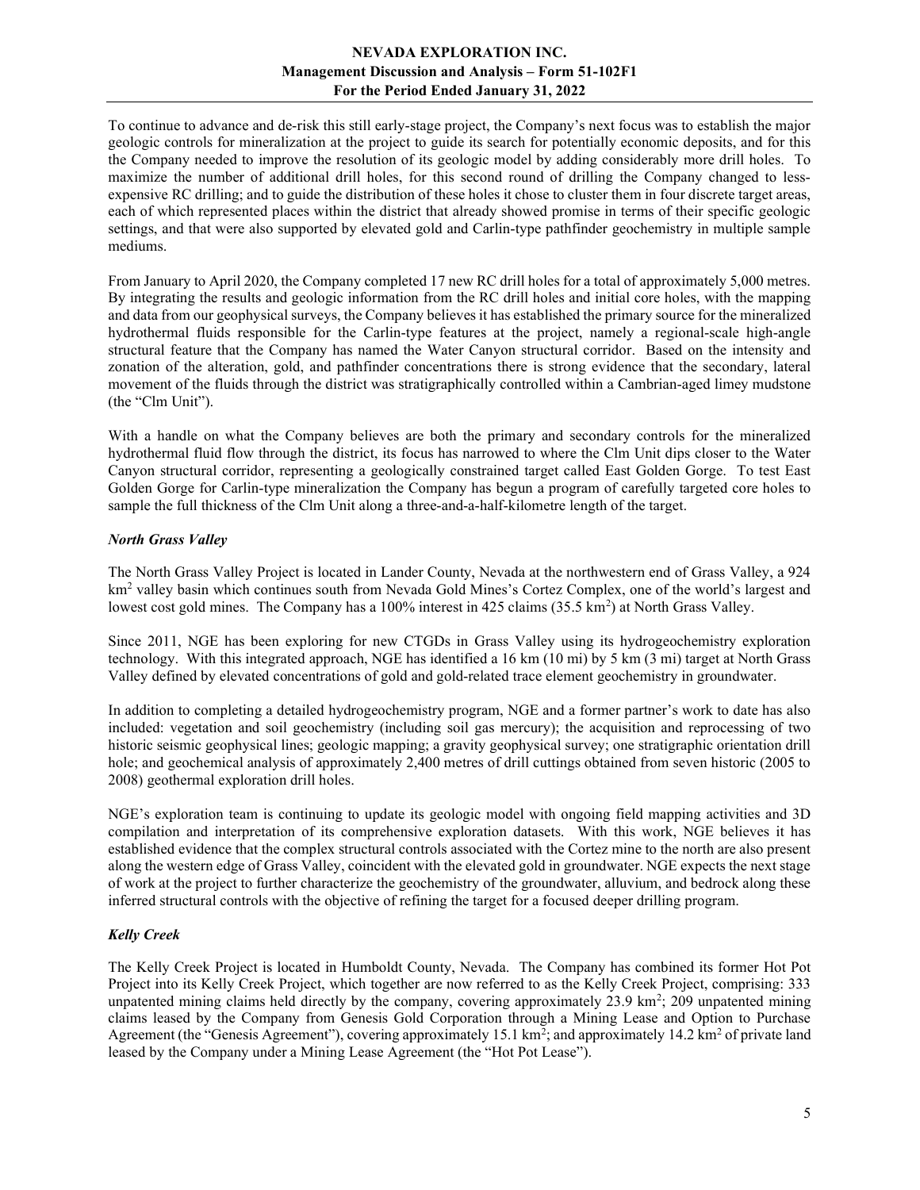To continue to advance and de-risk this still early-stage project, the Company's next focus was to establish the major geologic controls for mineralization at the project to guide its search for potentially economic deposits, and for this the Company needed to improve the resolution of its geologic model by adding considerably more drill holes. To maximize the number of additional drill holes, for this second round of drilling the Company changed to less-expensive RC drilling; and to guide the distribution of these holes it chose to cluster them in four discrete target areas, each of which represented places within the district that already showed promise in terms of their specific geologic settings, and that were also supported by elevated gold and Carlin-type pathfinder geochemistry in multiple sample mediums.

From January to April 2020, the Company completed 17 new RC drill holes for a total of approximately 5,000 metres. By integrating the results and geologic information from the RC drill holes and initial core holes, with the mapping and data from our geophysical surveys, the Company believes it has established the primary source for the mineralized hydrothermal fluids responsible for the Carlin-type features at the project, namely a regional-scale high-angle structural feature that the Company has named the Water Canyon structural corridor. Based on the intensity and zonation of the alteration, gold, and pathfinder concentrations there is strong evidence that the secondary, lateral movement of the fluids through the district was stratigraphically controlled within a Cambrian-aged limey mudstone (the "Clm Unit").

With a handle on what the Company believes are both the primary and secondary controls for the mineralized hydrothermal fluid flow through the district, its focus has narrowed to where the Clm Unit dips closer to the Water Canyon structural corridor, representing a geologically constrained target called East Golden Gorge. To test East Golden Gorge for Carlin-type mineralization the Company has begun a program of carefully targeted core holes to sample the full thickness of the Clm Unit along a three-and-a-half-kilometre length of the target.

### *North Grass Valley*

The North Grass Valley Project is located in Lander County, Nevada at the northwestern end of Grass Valley, a 924 km$^2$ valley basin which continues south from Nevada Gold Mines's Cortez Complex, one of the world's largest and lowest cost gold mines. The Company has a 100% interest in 425 claims (35.5 km$^2$) at North Grass Valley.

Since 2011, NGE has been exploring for new CTGDs in Grass Valley using its hydrogeochemistry exploration technology. With this integrated approach, NGE has identified a 16 km (10 mi) by 5 km (3 mi) target at North Grass Valley defined by elevated concentrations of gold and gold-related trace element geochemistry in groundwater.

In addition to completing a detailed hydrogeochemistry program, NGE and a former partner's work to date has also included: vegetation and soil geochemistry (including soil gas mercury); the acquisition and reprocessing of two historic seismic geophysical lines; geologic mapping; a gravity geophysical survey; one stratigraphic orientation drill hole; and geochemical analysis of approximately 2,400 metres of drill cuttings obtained from seven historic (2005 to 2008) geothermal exploration drill holes.

NGE's exploration team is continuing to update its geologic model with ongoing field mapping activities and 3D compilation and interpretation of its comprehensive exploration datasets. With this work, NGE believes it has established evidence that the complex structural controls associated with the Cortez mine to the north are also present along the western edge of Grass Valley, coincident with the elevated gold in groundwater. NGE expects the next stage of work at the project to further characterize the geochemistry of the groundwater, alluvium, and bedrock along these inferred structural controls with the objective of refining the target for a focused deeper drilling program.

### *Kelly Creek*

The Kelly Creek Project is located in Humboldt County, Nevada. The Company has combined its former Hot Pot Project into its Kelly Creek Project, which together are now referred to as the Kelly Creek Project, comprising: 333 unpatented mining claims held directly by the company, covering approximately 23.9 km$^2$; 209 unpatented mining claims leased by the Company from Genesis Gold Corporation through a Mining Lease and Option to Purchase Agreement (the "Genesis Agreement"), covering approximately 15.1 km$^2$; and approximately 14.2 km$^2$ of private land leased by the Company under a Mining Lease Agreement (the "Hot Pot Lease").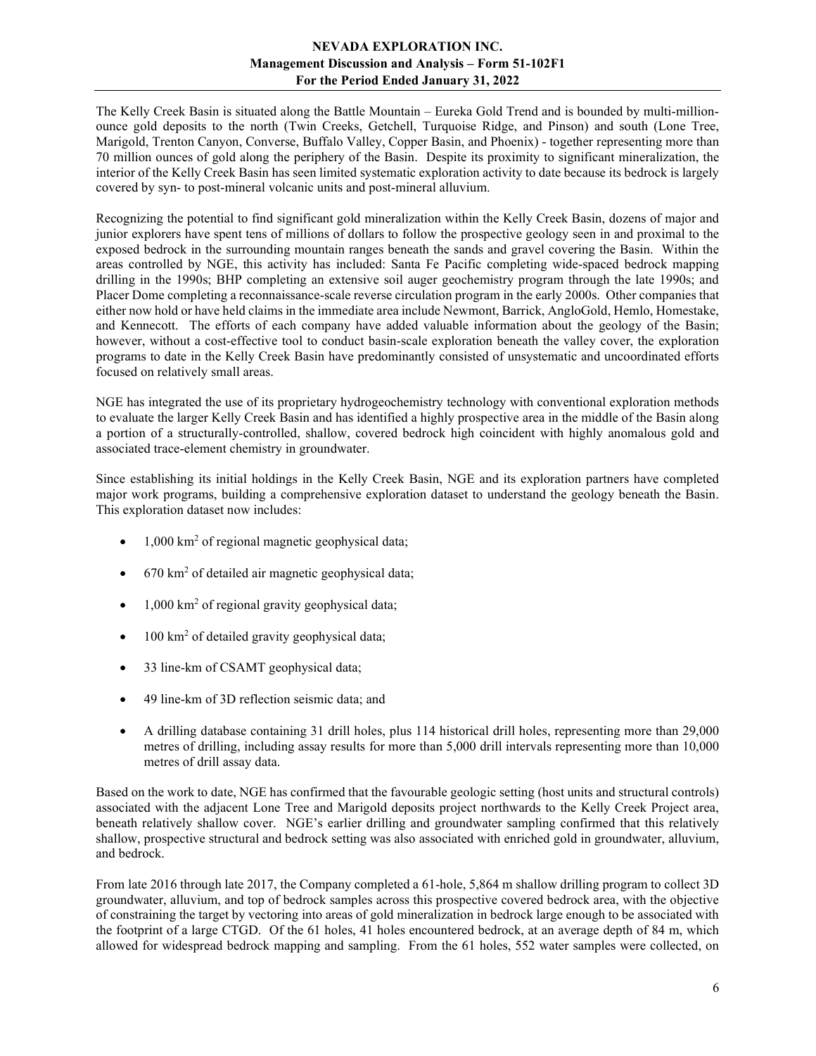The Kelly Creek Basin is situated along the Battle Mountain – Eureka Gold Trend and is bounded by multi-million-ounce gold deposits to the north (Twin Creeks, Getchell, Turquoise Ridge, and Pinson) and south (Lone Tree, Marigold, Trenton Canyon, Converse, Buffalo Valley, Copper Basin, and Phoenix) - together representing more than 70 million ounces of gold along the periphery of the Basin. Despite its proximity to significant mineralization, the interior of the Kelly Creek Basin has seen limited systematic exploration activity to date because its bedrock is largely covered by syn- to post-mineral volcanic units and post-mineral alluvium.

Recognizing the potential to find significant gold mineralization within the Kelly Creek Basin, dozens of major and junior explorers have spent tens of millions of dollars to follow the prospective geology seen in and proximal to the exposed bedrock in the surrounding mountain ranges beneath the sands and gravel covering the Basin. Within the areas controlled by NGE, this activity has included: Santa Fe Pacific completing wide-spaced bedrock mapping drilling in the 1990s; BHP completing an extensive soil auger geochemistry program through the late 1990s; and Placer Dome completing a reconnaissance-scale reverse circulation program in the early 2000s. Other companies that either now hold or have held claims in the immediate area include Newmont, Barrick, AngloGold, Hemlo, Homestake, and Kennecott. The efforts of each company have added valuable information about the geology of the Basin; however, without a cost-effective tool to conduct basin-scale exploration beneath the valley cover, the exploration programs to date in the Kelly Creek Basin have predominantly consisted of unsystematic and uncoordinated efforts focused on relatively small areas.

NGE has integrated the use of its proprietary hydrogeochemistry technology with conventional exploration methods to evaluate the larger Kelly Creek Basin and has identified a highly prospective area in the middle of the Basin along a portion of a structurally-controlled, shallow, covered bedrock high coincident with highly anomalous gold and associated trace-element chemistry in groundwater.

Since establishing its initial holdings in the Kelly Creek Basin, NGE and its exploration partners have completed major work programs, building a comprehensive exploration dataset to understand the geology beneath the Basin. This exploration dataset now includes:

- 1,000 km$^2$ of regional magnetic geophysical data;
- 670 km$^2$ of detailed air magnetic geophysical data;
- 1,000 km$^2$ of regional gravity geophysical data;
- 100 km$^2$ of detailed gravity geophysical data;
- 33 line-km of CSAMT geophysical data;
- 49 line-km of 3D reflection seismic data; and
- A drilling database containing 31 drill holes, plus 114 historical drill holes, representing more than 29,000 metres of drilling, including assay results for more than 5,000 drill intervals representing more than 10,000 metres of drill assay data.

Based on the work to date, NGE has confirmed that the favourable geologic setting (host units and structural controls) associated with the adjacent Lone Tree and Marigold deposits project northwards to the Kelly Creek Project area, beneath relatively shallow cover. NGE's earlier drilling and groundwater sampling confirmed that this relatively shallow, prospective structural and bedrock setting was also associated with enriched gold in groundwater, alluvium, and bedrock.

From late 2016 through late 2017, the Company completed a 61-hole, 5,864 m shallow drilling program to collect 3D groundwater, alluvium, and top of bedrock samples across this prospective covered bedrock area, with the objective of constraining the target by vectoring into areas of gold mineralization in bedrock large enough to be associated with the footprint of a large CTGD. Of the 61 holes, 41 holes encountered bedrock, at an average depth of 84 m, which allowed for widespread bedrock mapping and sampling. From the 61 holes, 552 water samples were collected, on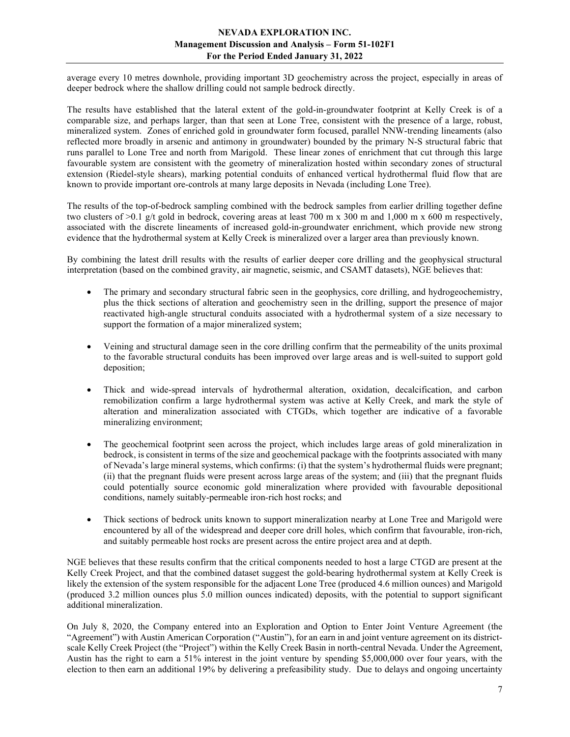average every 10 metres downhole, providing important 3D geochemistry across the project, especially in areas of deeper bedrock where the shallow drilling could not sample bedrock directly.

The results have established that the lateral extent of the gold-in-groundwater footprint at Kelly Creek is of a comparable size, and perhaps larger, than that seen at Lone Tree, consistent with the presence of a large, robust, mineralized system. Zones of enriched gold in groundwater form focused, parallel NNW-trending lineaments (also reflected more broadly in arsenic and antimony in groundwater) bounded by the primary N-S structural fabric that runs parallel to Lone Tree and north from Marigold. These linear zones of enrichment that cut through this large favourable system are consistent with the geometry of mineralization hosted within secondary zones of structural extension (Riedel-style shears), marking potential conduits of enhanced vertical hydrothermal fluid flow that are known to provide important ore-controls at many large deposits in Nevada (including Lone Tree).

The results of the top-of-bedrock sampling combined with the bedrock samples from earlier drilling together define two clusters of >0.1 g/t gold in bedrock, covering areas at least 700 m x 300 m and 1,000 m x 600 m respectively, associated with the discrete lineaments of increased gold-in-groundwater enrichment, which provide new strong evidence that the hydrothermal system at Kelly Creek is mineralized over a larger area than previously known.

By combining the latest drill results with the results of earlier deeper core drilling and the geophysical structural interpretation (based on the combined gravity, air magnetic, seismic, and CSAMT datasets), NGE believes that:

- The primary and secondary structural fabric seen in the geophysics, core drilling, and hydrogeochemistry, plus the thick sections of alteration and geochemistry seen in the drilling, support the presence of major reactivated high-angle structural conduits associated with a hydrothermal system of a size necessary to support the formation of a major mineralized system;

- Veining and structural damage seen in the core drilling confirm that the permeability of the units proximal to the favorable structural conduits has been improved over large areas and is well-suited to support gold deposition;

- Thick and wide-spread intervals of hydrothermal alteration, oxidation, decalcification, and carbon remobilization confirm a large hydrothermal system was active at Kelly Creek, and mark the style of alteration and mineralization associated with CTGDs, which together are indicative of a favorable mineralizing environment;

- The geochemical footprint seen across the project, which includes large areas of gold mineralization in bedrock, is consistent in terms of the size and geochemical package with the footprints associated with many of Nevada's large mineral systems, which confirms: (i) that the system's hydrothermal fluids were pregnant; (ii) that the pregnant fluids were present across large areas of the system; and (iii) that the pregnant fluids could potentially source economic gold mineralization where provided with favourable depositional conditions, namely suitably-permeable iron-rich host rocks; and

- Thick sections of bedrock units known to support mineralization nearby at Lone Tree and Marigold were encountered by all of the widespread and deeper core drill holes, which confirm that favourable, iron-rich, and suitably permeable host rocks are present across the entire project area and at depth.

NGE believes that these results confirm that the critical components needed to host a large CTGD are present at the Kelly Creek Project, and that the combined dataset suggest the gold-bearing hydrothermal system at Kelly Creek is likely the extension of the system responsible for the adjacent Lone Tree (produced 4.6 million ounces) and Marigold (produced 3.2 million ounces plus 5.0 million ounces indicated) deposits, with the potential to support significant additional mineralization.

On July 8, 2020, the Company entered into an Exploration and Option to Enter Joint Venture Agreement (the "Agreement") with Austin American Corporation ("Austin"), for an earn in and joint venture agreement on its district-scale Kelly Creek Project (the "Project") within the Kelly Creek Basin in north-central Nevada. Under the Agreement, Austin has the right to earn a 51% interest in the joint venture by spending $5,000,000 over four years, with the election to then earn an additional 19% by delivering a prefeasibility study. Due to delays and ongoing uncertainty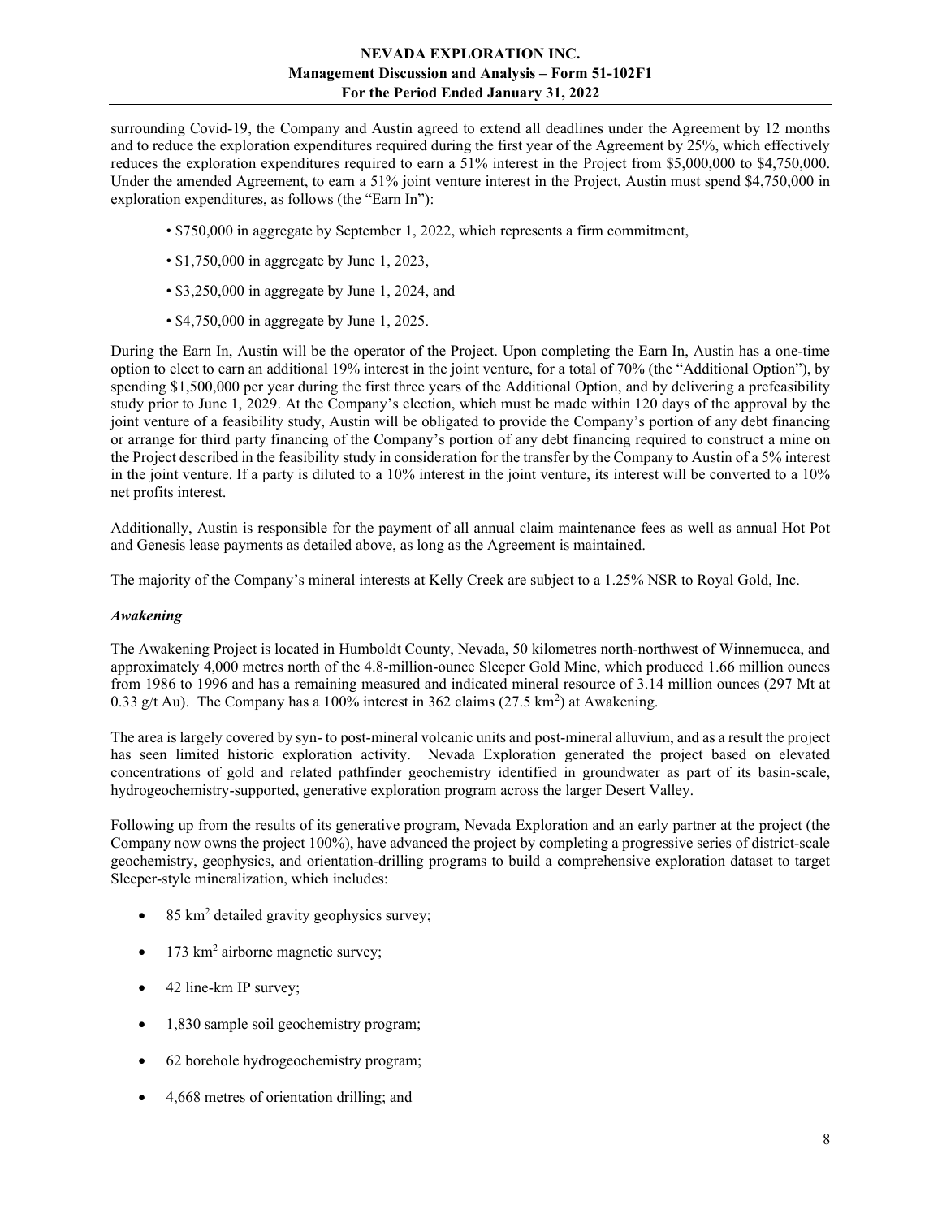surrounding Covid-19, the Company and Austin agreed to extend all deadlines under the Agreement by 12 months and to reduce the exploration expenditures required during the first year of the Agreement by 25%, which effectively reduces the exploration expenditures required to earn a 51% interest in the Project from \$5,000,000 to \$4,750,000. Under the amended Agreement, to earn a 51% joint venture interest in the Project, Austin must spend \$4,750,000 in exploration expenditures, as follows (the "Earn In"):

- \$750,000 in aggregate by September 1, 2022, which represents a firm commitment,
- \$1,750,000 in aggregate by June 1, 2023,
- \$3,250,000 in aggregate by June 1, 2024, and
- \$4,750,000 in aggregate by June 1, 2025.

During the Earn In, Austin will be the operator of the Project. Upon completing the Earn In, Austin has a one-time option to elect to earn an additional 19% interest in the joint venture, for a total of 70% (the "Additional Option"), by spending \$1,500,000 per year during the first three years of the Additional Option, and by delivering a prefeasibility study prior to June 1, 2029. At the Company's election, which must be made within 120 days of the approval by the joint venture of a feasibility study, Austin will be obligated to provide the Company's portion of any debt financing or arrange for third party financing of the Company's portion of any debt financing required to construct a mine on the Project described in the feasibility study in consideration for the transfer by the Company to Austin of a 5% interest in the joint venture. If a party is diluted to a 10% interest in the joint venture, its interest will be converted to a 10% net profits interest.

Additionally, Austin is responsible for the payment of all annual claim maintenance fees as well as annual Hot Pot and Genesis lease payments as detailed above, as long as the Agreement is maintained.

The majority of the Company's mineral interests at Kelly Creek are subject to a 1.25% NSR to Royal Gold, Inc.

### *Awakening*

The Awakening Project is located in Humboldt County, Nevada, 50 kilometres north-northwest of Winnemucca, and approximately 4,000 metres north of the 4.8-million-ounce Sleeper Gold Mine, which produced 1.66 million ounces from 1986 to 1996 and has a remaining measured and indicated mineral resource of 3.14 million ounces (297 Mt at 0.33 g/t Au). The Company has a 100% interest in 362 claims (27.5 $km^2$) at Awakening.

The area is largely covered by syn- to post-mineral volcanic units and post-mineral alluvium, and as a result the project has seen limited historic exploration activity. Nevada Exploration generated the project based on elevated concentrations of gold and related pathfinder geochemistry identified in groundwater as part of its basin-scale, hydrogeochemistry-supported, generative exploration program across the larger Desert Valley.

Following up from the results of its generative program, Nevada Exploration and an early partner at the project (the Company now owns the project 100%), have advanced the project by completing a progressive series of district-scale geochemistry, geophysics, and orientation-drilling programs to build a comprehensive exploration dataset to target Sleeper-style mineralization, which includes:

- 85 $km^2$ detailed gravity geophysics survey;
- 173 $km^2$ airborne magnetic survey;
- 42 line-km IP survey;
- 1,830 sample soil geochemistry program;
- 62 borehole hydrogeochemistry program;
- 4,668 metres of orientation drilling; and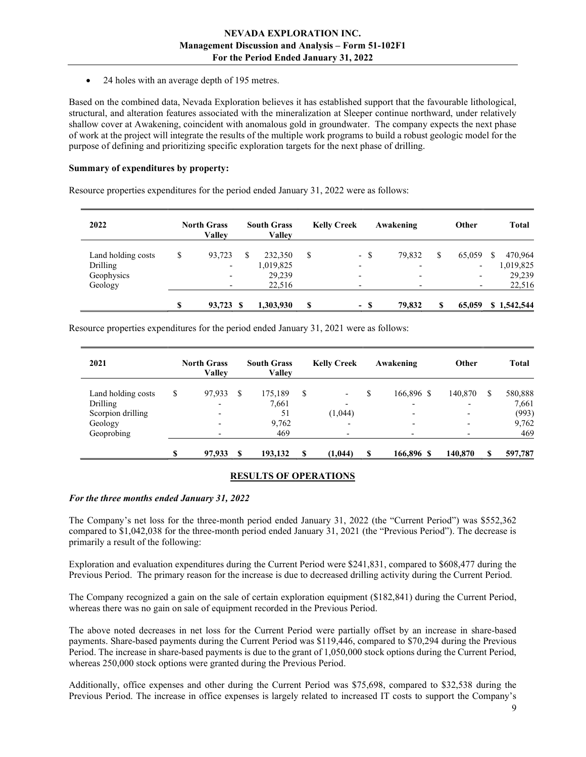- 24 holes with an average depth of 195 metres.

Based on the combined data, Nevada Exploration believes it has established support that the favourable lithological, structural, and alteration features associated with the mineralization at Sleeper continue northward, under relatively shallow cover at Awakening, coincident with anomalous gold in groundwater. The company expects the next phase of work at the project will integrate the results of the multiple work programs to build a robust geologic model for the purpose of defining and prioritizing specific exploration targets for the next phase of drilling.

**Summary of expenditures by property:**

Resource properties expenditures for the period ended January 31, 2022 were as follows:

| 2022 | North Grass Valley | South Grass Valley | Kelly Creek | Awakening | Other | Total |
|---|---|---|---|---|---|---|
| Land holding costs | $ 93,723 | $ 232,350 | $ - | $ 79,832 | $ 65,059 | $ 470,964 |
| Drilling | - | 1,019,825 | - | - | - | 1,019,825 |
| Geophysics | - | 29,239 | - | - | - | 29,239 |
| Geology | - | 22,516 | - | - | - | 22,516 |
| | **$ 93,723** | **$ 1,303,930** | **$ -** | **$ 79,832** | **$ 65,059** | **$ 1,542,544** |

Resource properties expenditures for the period ended January 31, 2021 were as follows:

| 2021 | North Grass Valley | South Grass Valley | Kelly Creek | Awakening | Other | Total |
|---|---|---|---|---|---|---|
| Land holding costs | $ 97,933 | $ 175,189 | $ - | $ 166,896 | $ 140,870 | $ 580,888 |
| Drilling | - | 7,661 | - | - | - | 7,661 |
| Scorpion drilling | - | 51 | (1,044) | - | - | (993) |
| Geology | - | 9,762 | - | - | - | 9,762 |
| Geoprobing | - | 469 | - | - | - | 469 |
| | **$ 97,933** | **$ 193,132** | **$ (1,044)** | **$ 166,896** | **$ 140,870** | **$ 597,787** |

## RESULTS OF OPERATIONS

***For the three months ended January 31, 2022***

The Company's net loss for the three-month period ended January 31, 2022 (the "Current Period") was $552,362 compared to $1,042,038 for the three-month period ended January 31, 2021 (the "Previous Period"). The decrease is primarily a result of the following:

Exploration and evaluation expenditures during the Current Period were $241,831, compared to $608,477 during the Previous Period. The primary reason for the increase is due to decreased drilling activity during the Current Period.

The Company recognized a gain on the sale of certain exploration equipment ($182,841) during the Current Period, whereas there was no gain on sale of equipment recorded in the Previous Period.

The above noted decreases in net loss for the Current Period were partially offset by an increase in share-based payments. Share-based payments during the Current Period was $119,446, compared to $70,294 during the Previous Period. The increase in share-based payments is due to the grant of 1,050,000 stock options during the Current Period, whereas 250,000 stock options were granted during the Previous Period.

Additionally, office expenses and other during the Current Period was $75,698, compared to $32,538 during the Previous Period. The increase in office expenses is largely related to increased IT costs to support the Company's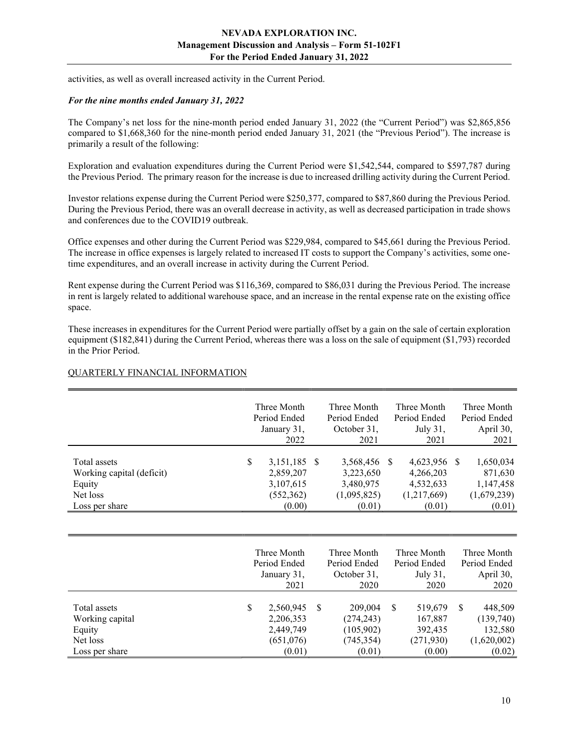activities, as well as overall increased activity in the Current Period.

***For the nine months ended January 31, 2022***

The Company's net loss for the nine-month period ended January 31, 2022 (the "Current Period") was $2,865,856 compared to $1,668,360 for the nine-month period ended January 31, 2021 (the "Previous Period"). The increase is primarily a result of the following:

Exploration and evaluation expenditures during the Current Period were $1,542,544, compared to $597,787 during the Previous Period. The primary reason for the increase is due to increased drilling activity during the Current Period.

Investor relations expense during the Current Period were $250,377, compared to $87,860 during the Previous Period. During the Previous Period, there was an overall decrease in activity, as well as decreased participation in trade shows and conferences due to the COVID19 outbreak.

Office expenses and other during the Current Period was $229,984, compared to $45,661 during the Previous Period. The increase in office expenses is largely related to increased IT costs to support the Company's activities, some one-time expenditures, and an overall increase in activity during the Current Period.

Rent expense during the Current Period was $116,369, compared to $86,031 during the Previous Period. The increase in rent is largely related to additional warehouse space, and an increase in the rental expense rate on the existing office space.

These increases in expenditures for the Current Period were partially offset by a gain on the sale of certain exploration equipment ($182,841) during the Current Period, whereas there was a loss on the sale of equipment ($1,793) recorded in the Prior Period.

QUARTERLY FINANCIAL INFORMATION

| | Three Month Period Ended January 31, 2022 | Three Month Period Ended October 31, 2021 | Three Month Period Ended July 31, 2021 | Three Month Period Ended April 30, 2021 |
|---|---|---|---|---|
| Total assets | $ 3,151,185 | $ 3,568,456 | $ 4,623,956 | $ 1,650,034 |
| Working capital (deficit) | 2,859,207 | 3,223,650 | 4,266,203 | 871,630 |
| Equity | 3,107,615 | 3,480,975 | 4,532,633 | 1,147,458 |
| Net loss | (552,362) | (1,095,825) | (1,217,669) | (1,679,239) |
| Loss per share | (0.00) | (0.01) | (0.01) | (0.01) |

| | Three Month Period Ended January 31, 2021 | Three Month Period Ended October 31, 2020 | Three Month Period Ended July 31, 2020 | Three Month Period Ended April 30, 2020 |
|---|---|---|---|---|
| Total assets | $ 2,560,945 | $ 209,004 | $ 519,679 | $ 448,509 |
| Working capital | 2,206,353 | (274,243) | 167,887 | (139,740) |
| Equity | 2,449,749 | (105,902) | 392,435 | 132,580 |
| Net loss | (651,076) | (745,354) | (271,930) | (1,620,002) |
| Loss per share | (0.01) | (0.01) | (0.00) | (0.02) |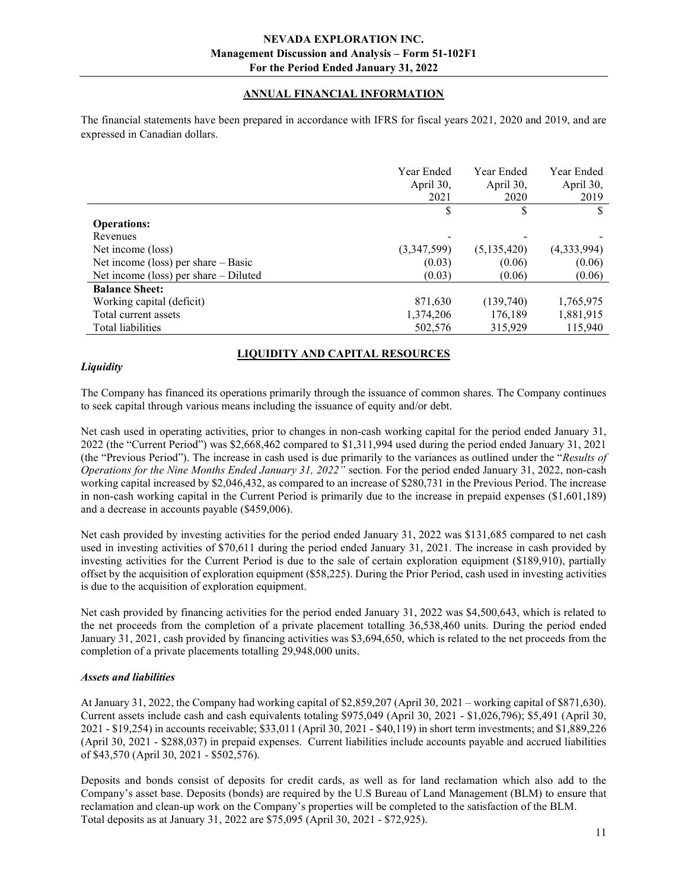## ANNUAL FINANCIAL INFORMATION

The financial statements have been prepared in accordance with IFRS for fiscal years 2021, 2020 and 2019, and are expressed in Canadian dollars.

| | Year Ended April 30, 2021 | Year Ended April 30, 2020 | Year Ended April 30, 2019 |
|---|---|---|---|
| | $ | $ | $ |
| **Operations:** | | | |
| Revenues | - | - | - |
| Net income (loss) | (3,347,599) | (5,135,420) | (4,333,994) |
| Net income (loss) per share – Basic | (0.03) | (0.06) | (0.06) |
| Net income (loss) per share – Diluted | (0.03) | (0.06) | (0.06) |
| **Balance Sheet:** | | | |
| Working capital (deficit) | 871,630 | (139,740) | 1,765,975 |
| Total current assets | 1,374,206 | 176,189 | 1,881,915 |
| Total liabilities | 502,576 | 315,929 | 115,940 |

## LIQUIDITY AND CAPITAL RESOURCES

### *Liquidity*

The Company has financed its operations primarily through the issuance of common shares. The Company continues to seek capital through various means including the issuance of equity and/or debt.

Net cash used in operating activities, prior to changes in non-cash working capital for the period ended January 31, 2022 (the "Current Period") was $2,668,462 compared to $1,311,994 used during the period ended January 31, 2021 (the "Previous Period"). The increase in cash used is due primarily to the variances as outlined under the "*Results of Operations for the Nine Months Ended January 31, 2022"* section*.* For the period ended January 31, 2022, non-cash working capital increased by $2,046,432, as compared to an increase of $280,731 in the Previous Period. The increase in non-cash working capital in the Current Period is primarily due to the increase in prepaid expenses ($1,601,189) and a decrease in accounts payable ($459,006).

Net cash provided by investing activities for the period ended January 31, 2022 was $131,685 compared to net cash used in investing activities of $70,611 during the period ended January 31, 2021. The increase in cash provided by investing activities for the Current Period is due to the sale of certain exploration equipment ($189,910), partially offset by the acquisition of exploration equipment ($58,225). During the Prior Period, cash used in investing activities is due to the acquisition of exploration equipment.

Net cash provided by financing activities for the period ended January 31, 2022 was $4,500,643, which is related to the net proceeds from the completion of a private placement totalling 36,538,460 units. During the period ended January 31, 2021, cash provided by financing activities was $3,694,650, which is related to the net proceeds from the completion of a private placements totalling 29,948,000 units.

### *Assets and liabilities*

At January 31, 2022, the Company had working capital of $2,859,207 (April 30, 2021 – working capital of $871,630). Current assets include cash and cash equivalents totaling $975,049 (April 30, 2021 - $1,026,796); $5,491 (April 30, 2021 - $19,254) in accounts receivable; $33,011 (April 30, 2021 - $40,119) in short term investments; and $1,889,226 (April 30, 2021 - $288,037) in prepaid expenses. Current liabilities include accounts payable and accrued liabilities of $43,570 (April 30, 2021 - $502,576).

Deposits and bonds consist of deposits for credit cards, as well as for land reclamation which also add to the Company's asset base. Deposits (bonds) are required by the U.S Bureau of Land Management (BLM) to ensure that reclamation and clean-up work on the Company's properties will be completed to the satisfaction of the BLM. Total deposits as at January 31, 2022 are $75,095 (April 30, 2021 - $72,925).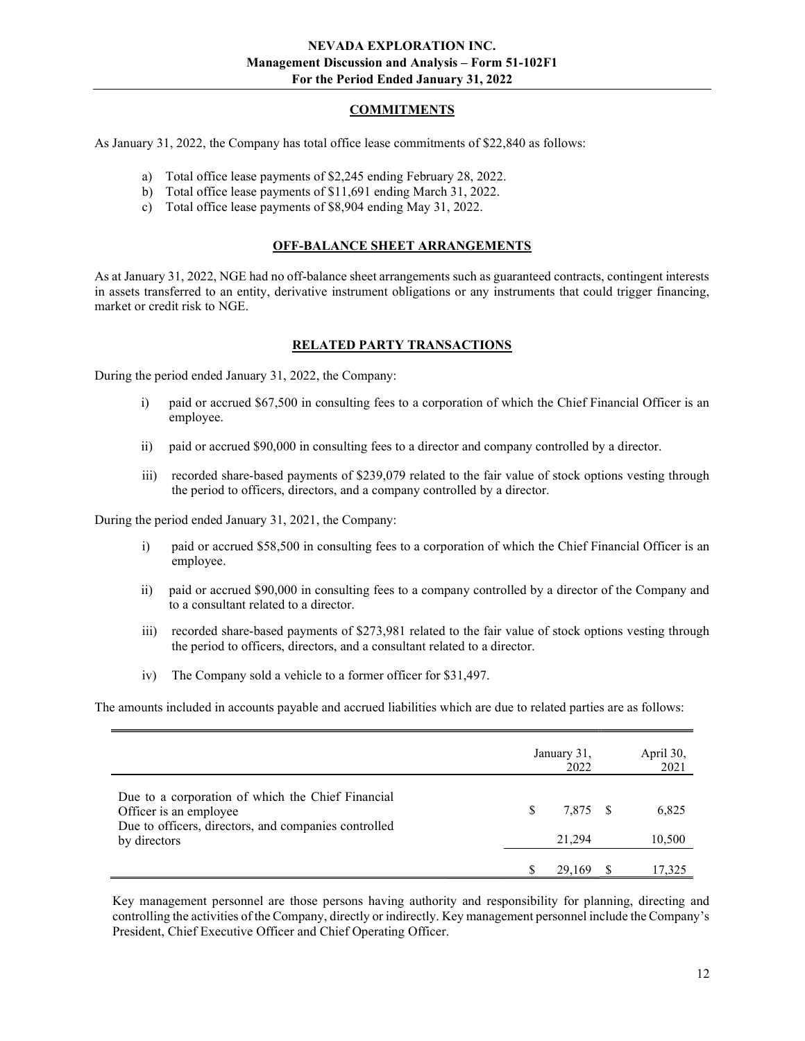## COMMITMENTS

As January 31, 2022, the Company has total office lease commitments of $22,840 as follows:

a) Total office lease payments of $2,245 ending February 28, 2022.
b) Total office lease payments of $11,691 ending March 31, 2022.
c) Total office lease payments of $8,904 ending May 31, 2022.

## OFF-BALANCE SHEET ARRANGEMENTS

As at January 31, 2022, NGE had no off-balance sheet arrangements such as guaranteed contracts, contingent interests in assets transferred to an entity, derivative instrument obligations or any instruments that could trigger financing, market or credit risk to NGE.

## RELATED PARTY TRANSACTIONS

During the period ended January 31, 2022, the Company:

i) paid or accrued $67,500 in consulting fees to a corporation of which the Chief Financial Officer is an employee.

ii) paid or accrued $90,000 in consulting fees to a director and company controlled by a director.

iii) recorded share-based payments of $239,079 related to the fair value of stock options vesting through the period to officers, directors, and a company controlled by a director.

During the period ended January 31, 2021, the Company:

i) paid or accrued $58,500 in consulting fees to a corporation of which the Chief Financial Officer is an employee.

ii) paid or accrued $90,000 in consulting fees to a company controlled by a director of the Company and to a consultant related to a director.

iii) recorded share-based payments of $273,981 related to the fair value of stock options vesting through the period to officers, directors, and a consultant related to a director.

iv) The Company sold a vehicle to a former officer for $31,497.

The amounts included in accounts payable and accrued liabilities which are due to related parties are as follows:

| | January 31, 2022 | April 30, 2021 |
|---|---|---|
| Due to a corporation of which the Chief Financial Officer is an employee | $ 7,875 | $ 6,825 |
| Due to officers, directors, and companies controlled by directors | 21,294 | 10,500 |
| | $ 29,169 | $ 17,325 |

Key management personnel are those persons having authority and responsibility for planning, directing and controlling the activities of the Company, directly or indirectly. Key management personnel include the Company's President, Chief Executive Officer and Chief Operating Officer.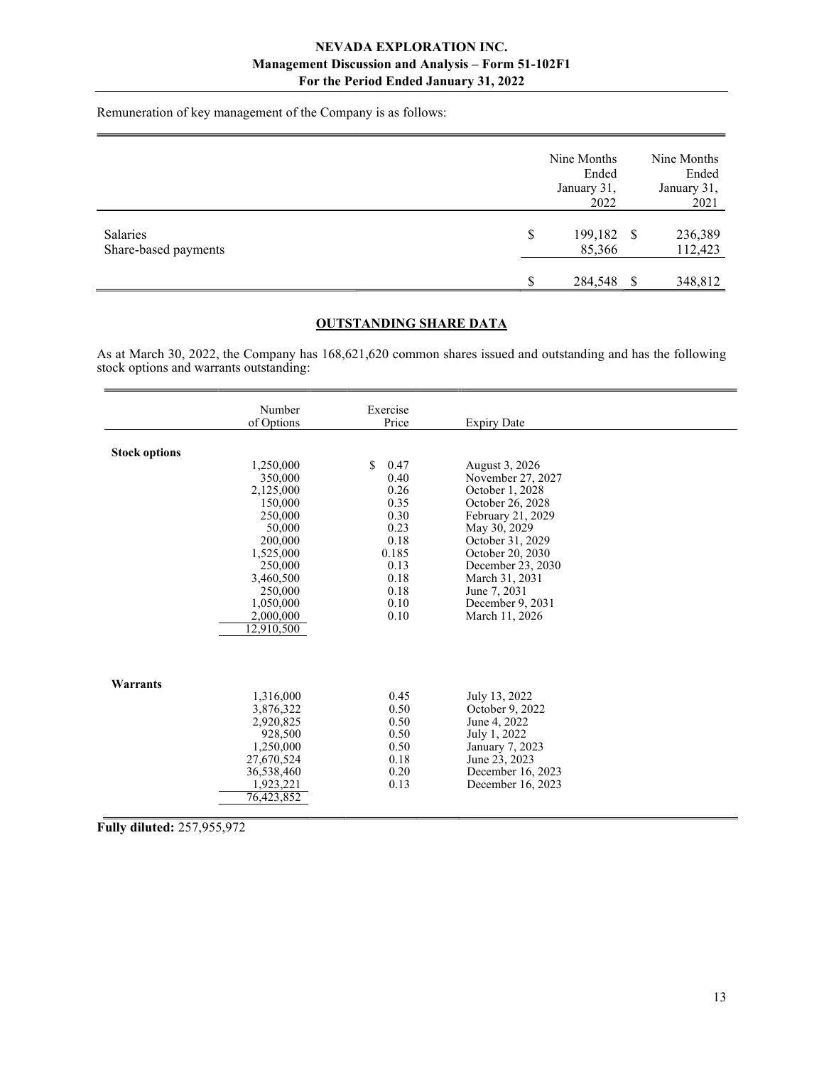Remuneration of key management of the Company is as follows:

| | Nine Months Ended January 31, 2022 | Nine Months Ended January 31, 2021 |
|---|---|---|
| Salaries | $ 199,182 | $ 236,389 |
| Share-based payments | 85,366 | 112,423 |
| | $ 284,548 | $ 348,812 |

## OUTSTANDING SHARE DATA

As at March 30, 2022, the Company has 168,621,620 common shares issued and outstanding and has the following stock options and warrants outstanding:

| | Number of Options | Exercise Price | Expiry Date |
|---|---|---|---|
| **Stock options** | | | |
| | 1,250,000 | $ 0.47 | August 3, 2026 |
| | 350,000 | 0.40 | November 27, 2027 |
| | 2,125,000 | 0.26 | October 1, 2028 |
| | 150,000 | 0.35 | October 26, 2028 |
| | 250,000 | 0.30 | February 21, 2029 |
| | 50,000 | 0.23 | May 30, 2029 |
| | 200,000 | 0.18 | October 31, 2029 |
| | 1,525,000 | 0.185 | October 20, 2030 |
| | 250,000 | 0.13 | December 23, 2030 |
| | 3,460,500 | 0.18 | March 31, 2031 |
| | 250,000 | 0.18 | June 7, 2031 |
| | 1,050,000 | 0.10 | December 9, 2031 |
| | 2,000,000 | 0.10 | March 11, 2026 |
| | 12,910,500 | | |
| **Warrants** | | | |
| | 1,316,000 | 0.45 | July 13, 2022 |
| | 3,876,322 | 0.50 | October 9, 2022 |
| | 2,920,825 | 0.50 | June 4, 2022 |
| | 928,500 | 0.50 | July 1, 2022 |
| | 1,250,000 | 0.50 | January 7, 2023 |
| | 27,670,524 | 0.18 | June 23, 2023 |
| | 36,538,460 | 0.20 | December 16, 2023 |
| | 1,923,221 | 0.13 | December 16, 2023 |
| | 76,423,852 | | |

**Fully diluted:** 257,955,972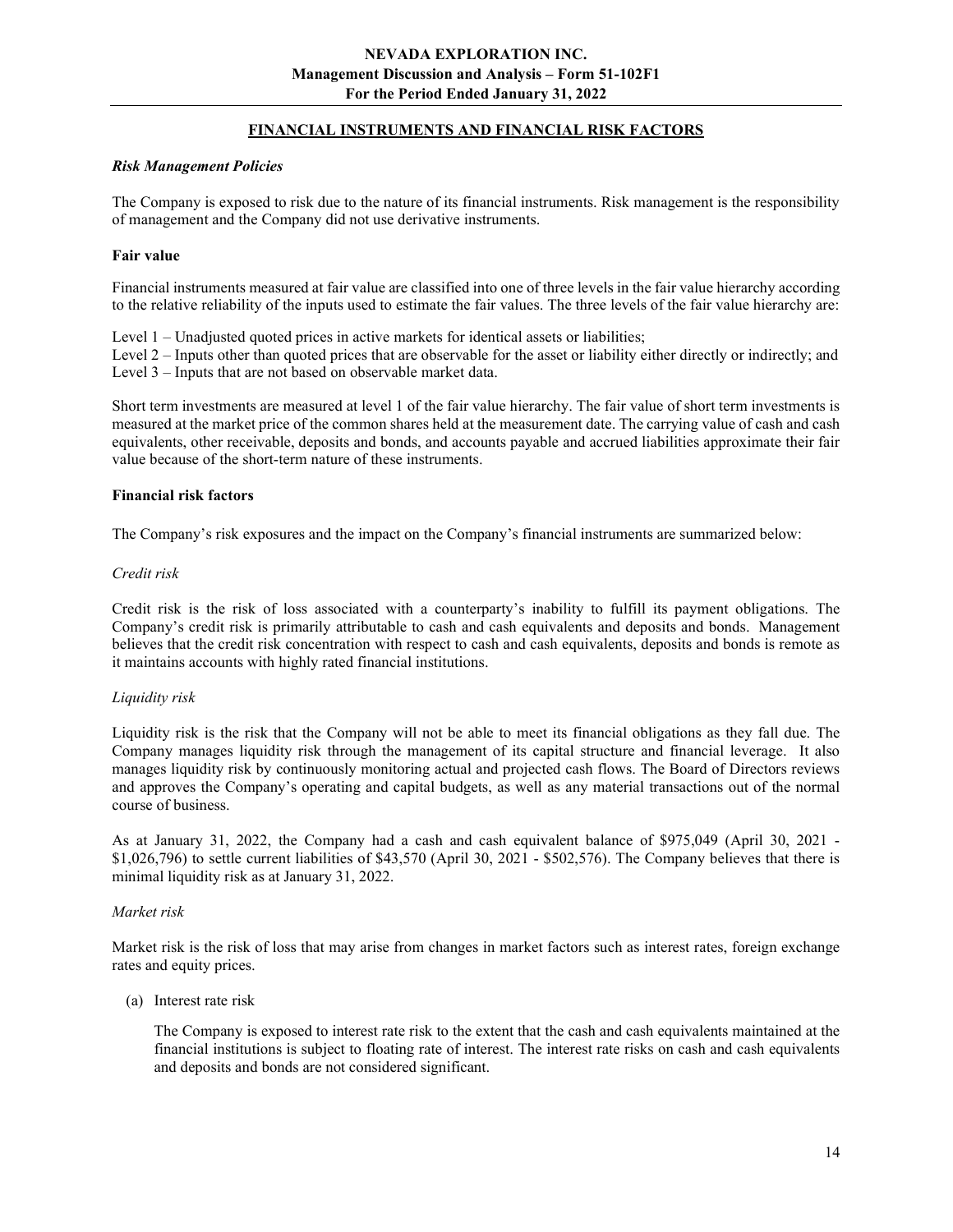## FINANCIAL INSTRUMENTS AND FINANCIAL RISK FACTORS

***Risk Management Policies***

The Company is exposed to risk due to the nature of its financial instruments. Risk management is the responsibility of management and the Company did not use derivative instruments.

**Fair value**

Financial instruments measured at fair value are classified into one of three levels in the fair value hierarchy according to the relative reliability of the inputs used to estimate the fair values. The three levels of the fair value hierarchy are:

Level 1 – Unadjusted quoted prices in active markets for identical assets or liabilities;
Level 2 – Inputs other than quoted prices that are observable for the asset or liability either directly or indirectly; and
Level 3 – Inputs that are not based on observable market data.

Short term investments are measured at level 1 of the fair value hierarchy. The fair value of short term investments is measured at the market price of the common shares held at the measurement date. The carrying value of cash and cash equivalents, other receivable, deposits and bonds, and accounts payable and accrued liabilities approximate their fair value because of the short-term nature of these instruments.

**Financial risk factors**

The Company's risk exposures and the impact on the Company's financial instruments are summarized below:

*Credit risk*

Credit risk is the risk of loss associated with a counterparty's inability to fulfill its payment obligations. The Company's credit risk is primarily attributable to cash and cash equivalents and deposits and bonds. Management believes that the credit risk concentration with respect to cash and cash equivalents, deposits and bonds is remote as it maintains accounts with highly rated financial institutions.

*Liquidity risk*

Liquidity risk is the risk that the Company will not be able to meet its financial obligations as they fall due. The Company manages liquidity risk through the management of its capital structure and financial leverage. It also manages liquidity risk by continuously monitoring actual and projected cash flows. The Board of Directors reviews and approves the Company's operating and capital budgets, as well as any material transactions out of the normal course of business.

As at January 31, 2022, the Company had a cash and cash equivalent balance of $975,049 (April 30, 2021 - $1,026,796) to settle current liabilities of $43,570 (April 30, 2021 - $502,576). The Company believes that there is minimal liquidity risk as at January 31, 2022.

*Market risk*

Market risk is the risk of loss that may arise from changes in market factors such as interest rates, foreign exchange rates and equity prices.

(a) Interest rate risk

The Company is exposed to interest rate risk to the extent that the cash and cash equivalents maintained at the financial institutions is subject to floating rate of interest. The interest rate risks on cash and cash equivalents and deposits and bonds are not considered significant.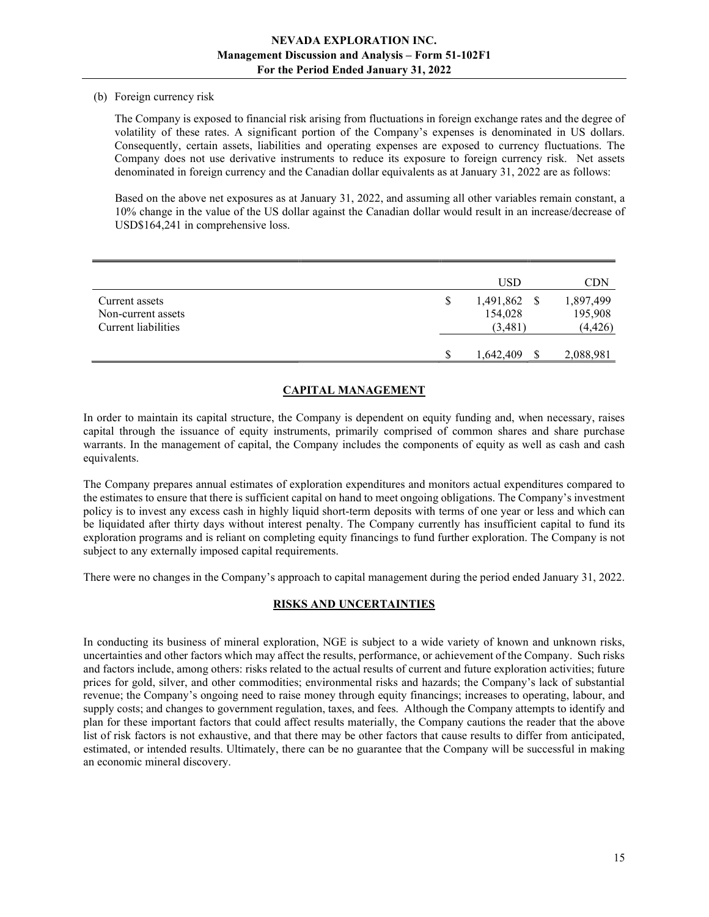(b) Foreign currency risk

The Company is exposed to financial risk arising from fluctuations in foreign exchange rates and the degree of volatility of these rates. A significant portion of the Company's expenses is denominated in US dollars. Consequently, certain assets, liabilities and operating expenses are exposed to currency fluctuations. The Company does not use derivative instruments to reduce its exposure to foreign currency risk. Net assets denominated in foreign currency and the Canadian dollar equivalents as at January 31, 2022 are as follows:

Based on the above net exposures as at January 31, 2022, and assuming all other variables remain constant, a 10% change in the value of the US dollar against the Canadian dollar would result in an increase/decrease of USD$164,241 in comprehensive loss.

| | USD | CDN |
|---|---|---|
| Current assets | $ 1,491,862 | $ 1,897,499 |
| Non-current assets | 154,028 | 195,908 |
| Current liabilities | (3,481) | (4,426) |
| | $ 1,642,409 | $ 2,088,981 |

## CAPITAL MANAGEMENT

In order to maintain its capital structure, the Company is dependent on equity funding and, when necessary, raises capital through the issuance of equity instruments, primarily comprised of common shares and share purchase warrants. In the management of capital, the Company includes the components of equity as well as cash and cash equivalents.

The Company prepares annual estimates of exploration expenditures and monitors actual expenditures compared to the estimates to ensure that there is sufficient capital on hand to meet ongoing obligations. The Company's investment policy is to invest any excess cash in highly liquid short-term deposits with terms of one year or less and which can be liquidated after thirty days without interest penalty. The Company currently has insufficient capital to fund its exploration programs and is reliant on completing equity financings to fund further exploration. The Company is not subject to any externally imposed capital requirements.

There were no changes in the Company's approach to capital management during the period ended January 31, 2022.

## RISKS AND UNCERTAINTIES

In conducting its business of mineral exploration, NGE is subject to a wide variety of known and unknown risks, uncertainties and other factors which may affect the results, performance, or achievement of the Company. Such risks and factors include, among others: risks related to the actual results of current and future exploration activities; future prices for gold, silver, and other commodities; environmental risks and hazards; the Company's lack of substantial revenue; the Company's ongoing need to raise money through equity financings; increases to operating, labour, and supply costs; and changes to government regulation, taxes, and fees. Although the Company attempts to identify and plan for these important factors that could affect results materially, the Company cautions the reader that the above list of risk factors is not exhaustive, and that there may be other factors that cause results to differ from anticipated, estimated, or intended results. Ultimately, there can be no guarantee that the Company will be successful in making an economic mineral discovery.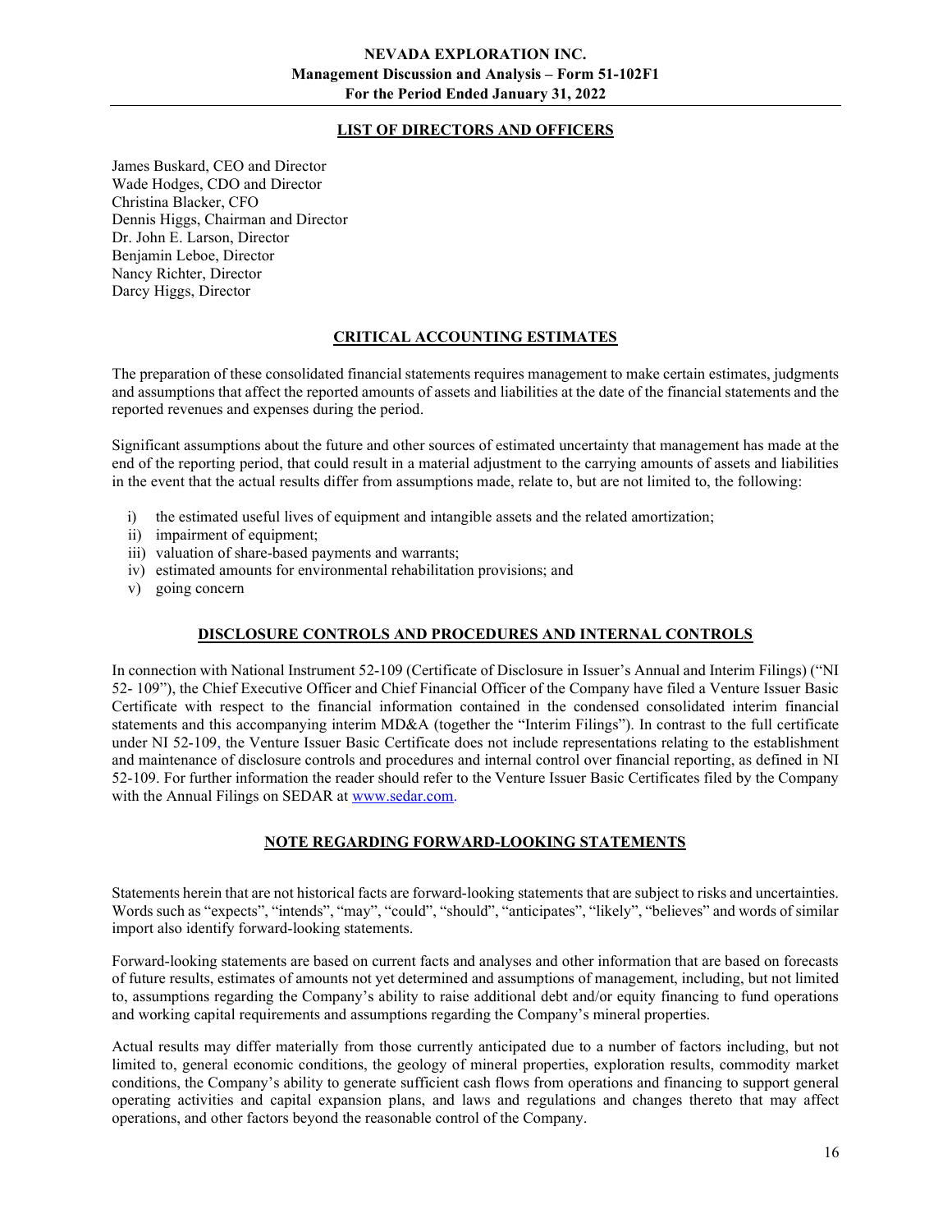## LIST OF DIRECTORS AND OFFICERS

James Buskard, CEO and Director
Wade Hodges, CDO and Director
Christina Blacker, CFO
Dennis Higgs, Chairman and Director
Dr. John E. Larson, Director
Benjamin Leboe, Director
Nancy Richter, Director
Darcy Higgs, Director

## CRITICAL ACCOUNTING ESTIMATES

The preparation of these consolidated financial statements requires management to make certain estimates, judgments and assumptions that affect the reported amounts of assets and liabilities at the date of the financial statements and the reported revenues and expenses during the period.

Significant assumptions about the future and other sources of estimated uncertainty that management has made at the end of the reporting period, that could result in a material adjustment to the carrying amounts of assets and liabilities in the event that the actual results differ from assumptions made, relate to, but are not limited to, the following:

i) the estimated useful lives of equipment and intangible assets and the related amortization;
ii) impairment of equipment;
iii) valuation of share-based payments and warrants;
iv) estimated amounts for environmental rehabilitation provisions; and
v) going concern

## DISCLOSURE CONTROLS AND PROCEDURES AND INTERNAL CONTROLS

In connection with National Instrument 52-109 (Certificate of Disclosure in Issuer's Annual and Interim Filings) ("NI 52- 109"), the Chief Executive Officer and Chief Financial Officer of the Company have filed a Venture Issuer Basic Certificate with respect to the financial information contained in the condensed consolidated interim financial statements and this accompanying interim MD&A (together the "Interim Filings"). In contrast to the full certificate under NI 52-109, the Venture Issuer Basic Certificate does not include representations relating to the establishment and maintenance of disclosure controls and procedures and internal control over financial reporting, as defined in NI 52-109. For further information the reader should refer to the Venture Issuer Basic Certificates filed by the Company with the Annual Filings on SEDAR at www.sedar.com.

## NOTE REGARDING FORWARD-LOOKING STATEMENTS

Statements herein that are not historical facts are forward-looking statements that are subject to risks and uncertainties. Words such as "expects", "intends", "may", "could", "should", "anticipates", "likely", "believes" and words of similar import also identify forward-looking statements.

Forward-looking statements are based on current facts and analyses and other information that are based on forecasts of future results, estimates of amounts not yet determined and assumptions of management, including, but not limited to, assumptions regarding the Company's ability to raise additional debt and/or equity financing to fund operations and working capital requirements and assumptions regarding the Company's mineral properties.

Actual results may differ materially from those currently anticipated due to a number of factors including, but not limited to, general economic conditions, the geology of mineral properties, exploration results, commodity market conditions, the Company's ability to generate sufficient cash flows from operations and financing to support general operating activities and capital expansion plans, and laws and regulations and changes thereto that may affect operations, and other factors beyond the reasonable control of the Company.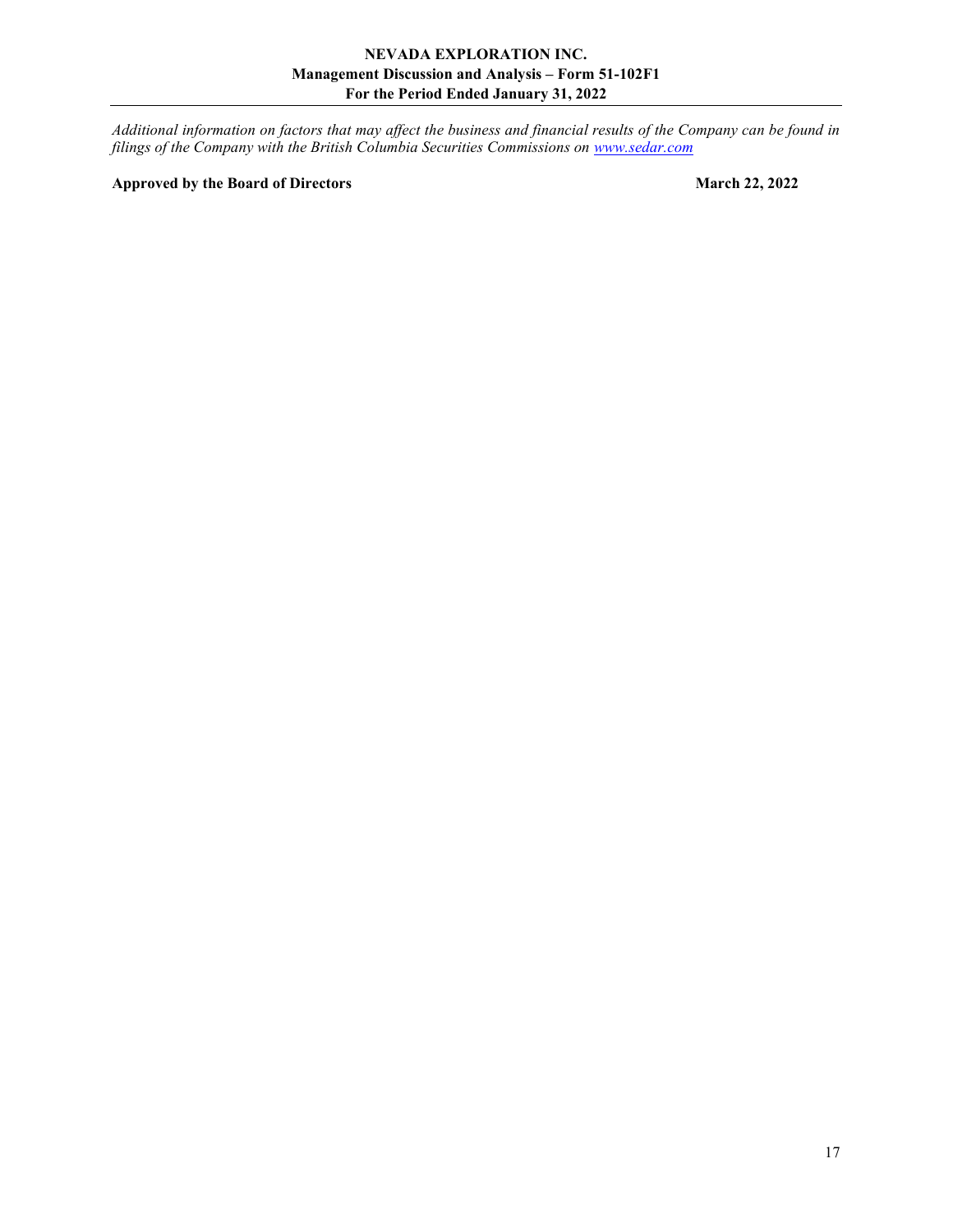*Additional information on factors that may affect the business and financial results of the Company can be found in filings of the Company with the British Columbia Securities Commissions on [www.sedar.com](http://www.sedar.com)*

**Approved by the Board of Directors** **March 22, 2022**